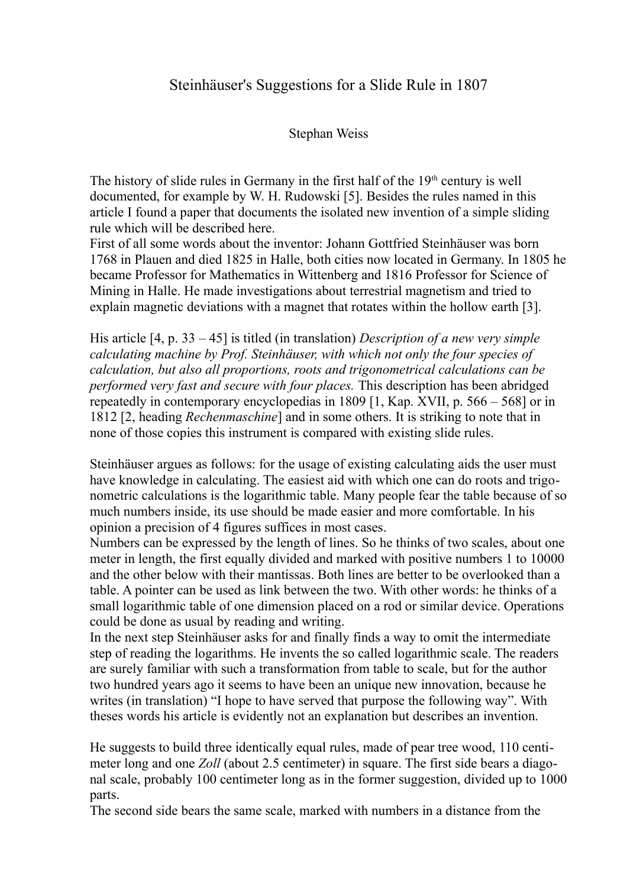# Steinhäuser's Suggestions for a Slide Rule in 1807

Stephan Weiss

The history of slide rules in Germany in the first half of the 19th century is well documented, for example by W. H. Rudowski [5]. Besides the rules named in this article I found a paper that documents the isolated new invention of a simple sliding rule which will be described here.
First of all some words about the inventor: Johann Gottfried Steinhäuser was born 1768 in Plauen and died 1825 in Halle, both cities now located in Germany. In 1805 he became Professor for Mathematics in Wittenberg and 1816 Professor for Science of Mining in Halle. He made investigations about terrestrial magnetism and tried to explain magnetic deviations with a magnet that rotates within the hollow earth [3].

His article [4, p. 33 – 45] is titled (in translation) *Description of a new very simple calculating machine by Prof. Steinhäuser, with which not only the four species of calculation, but also all proportions, roots and trigonometrical calculations can be performed very fast and secure with four places.* This description has been abridged repeatedly in contemporary encyclopedias in 1809 [1, Kap. XVII, p. 566 – 568] or in 1812 [2, heading *Rechenmaschine*] and in some others. It is striking to note that in none of those copies this instrument is compared with existing slide rules.

Steinhäuser argues as follows: for the usage of existing calculating aids the user must have knowledge in calculating. The easiest aid with which one can do roots and trigonometric calculations is the logarithmic table. Many people fear the table because of so much numbers inside, its use should be made easier and more comfortable. In his opinion a precision of 4 figures suffices in most cases.
Numbers can be expressed by the length of lines. So he thinks of two scales, about one meter in length, the first equally divided and marked with positive numbers 1 to 10000 and the other below with their mantissas. Both lines are better to be overlooked than a table. A pointer can be used as link between the two. With other words: he thinks of a small logarithmic table of one dimension placed on a rod or similar device. Operations could be done as usual by reading and writing.
In the next step Steinhäuser asks for and finally finds a way to omit the intermediate step of reading the logarithms. He invents the so called logarithmic scale. The readers are surely familiar with such a transformation from table to scale, but for the author two hundred years ago it seems to have been an unique new innovation, because he writes (in translation) "I hope to have served that purpose the following way". With theses words his article is evidently not an explanation but describes an invention.

He suggests to build three identically equal rules, made of pear tree wood, 110 centimeter long and one *Zoll* (about 2.5 centimeter) in square. The first side bears a diagonal scale, probably 100 centimeter long as in the former suggestion, divided up to 1000 parts.
The second side bears the same scale, marked with numbers in a distance from the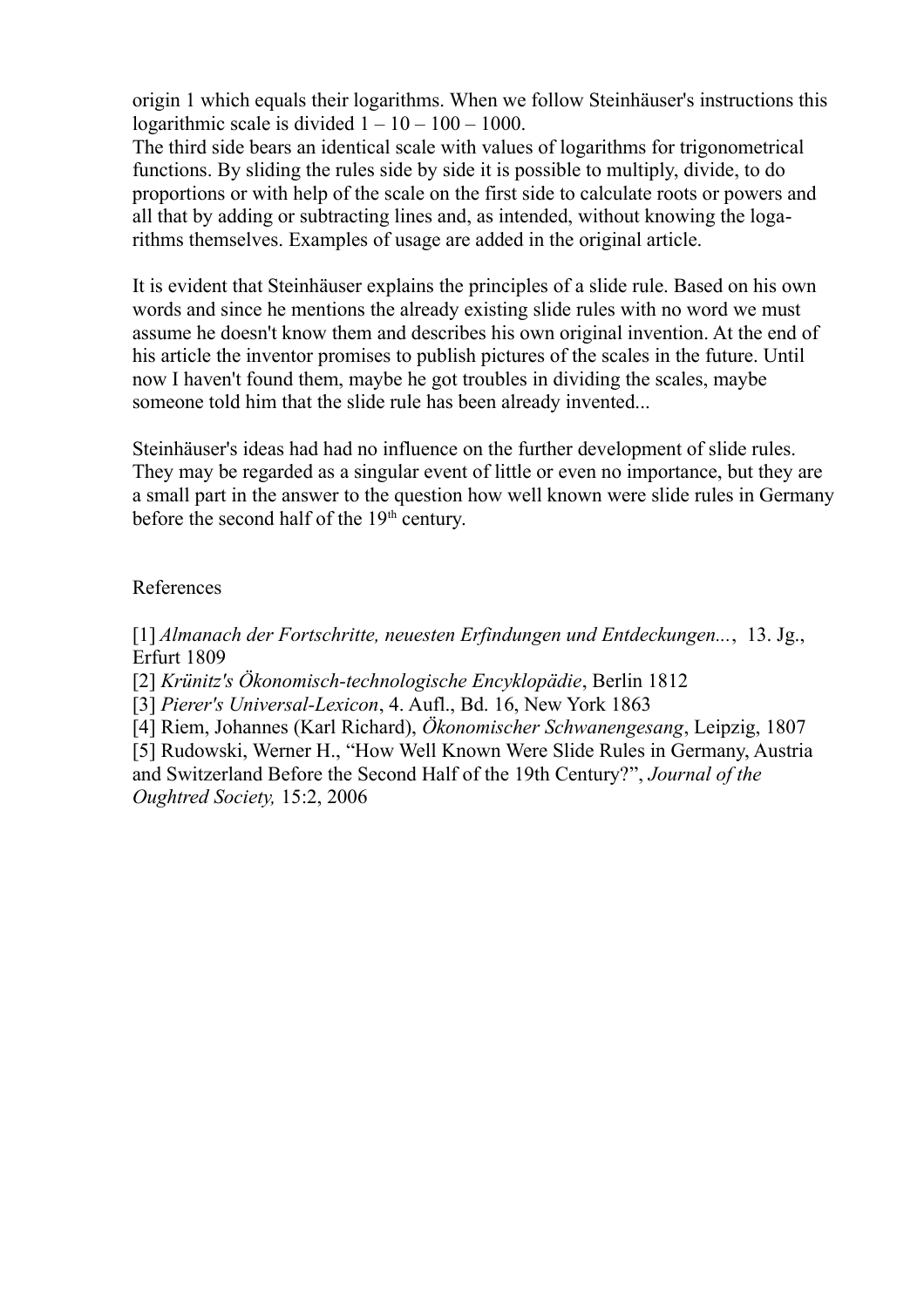origin 1 which equals their logarithms. When we follow Steinhäuser's instructions this logarithmic scale is divided 1 – 10 – 100 – 1000.
The third side bears an identical scale with values of logarithms for trigonometrical functions. By sliding the rules side by side it is possible to multiply, divide, to do proportions or with help of the scale on the first side to calculate roots or powers and all that by adding or subtracting lines and, as intended, without knowing the logarithms themselves. Examples of usage are added in the original article.

It is evident that Steinhäuser explains the principles of a slide rule. Based on his own words and since he mentions the already existing slide rules with no word we must assume he doesn't know them and describes his own original invention. At the end of his article the inventor promises to publish pictures of the scales in the future. Until now I haven't found them, maybe he got troubles in dividing the scales, maybe someone told him that the slide rule has been already invented...

Steinhäuser's ideas had had no influence on the further development of slide rules. They may be regarded as a singular event of little or even no importance, but they are a small part in the answer to the question how well known were slide rules in Germany before the second half of the 19th century.

References

[1] *Almanach der Fortschritte, neuesten Erfindungen und Entdeckungen...*, 13. Jg., Erfurt 1809
[2] *Krünitz's Ökonomisch-technologische Encyklopädie*, Berlin 1812
[3] *Pierer's Universal-Lexicon*, 4. Aufl., Bd. 16, New York 1863
[4] Riem, Johannes (Karl Richard), *Ökonomischer Schwanengesang*, Leipzig, 1807
[5] Rudowski, Werner H., "How Well Known Were Slide Rules in Germany, Austria and Switzerland Before the Second Half of the 19th Century?", *Journal of the Oughtred Society,* 15:2, 2006